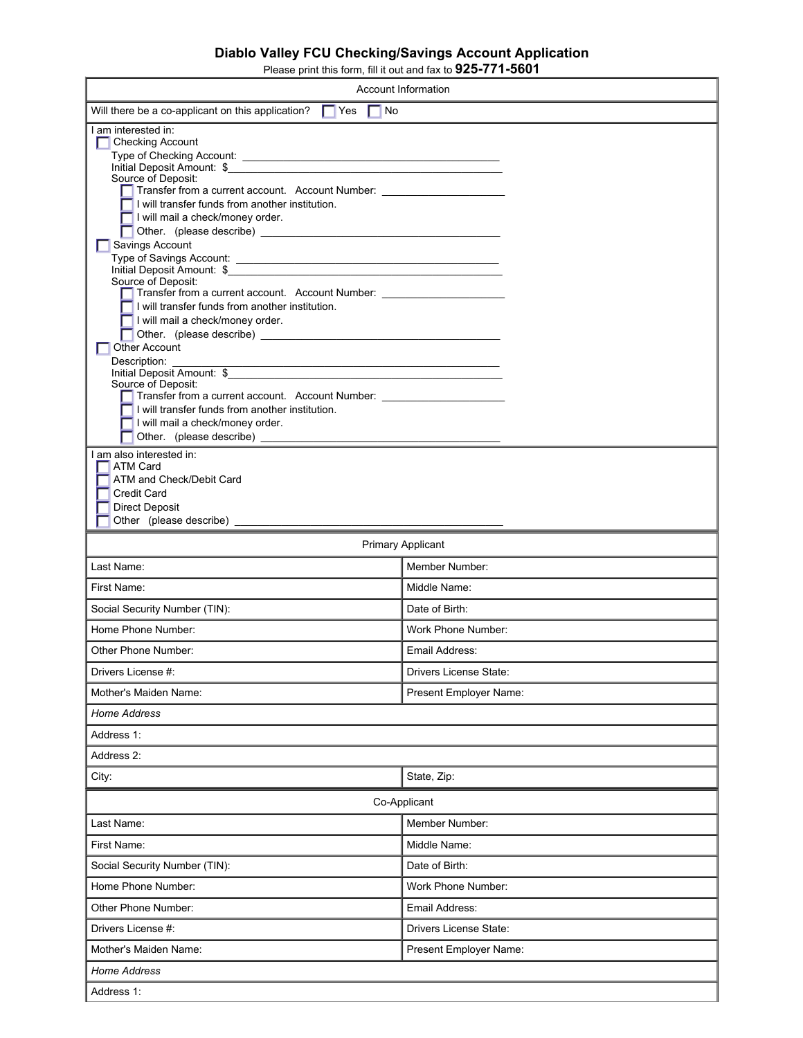# Diablo Valley FCU Checking/Savings Account Application

Please print this form, fill it out and fax to **925-771-5601**

| Account Information |
|---|
| Will there be a co-applicant on this application? ☐ Yes ☐ No |

I am interested in:

☐ Checking Account
- Type of Checking Account: ______________________________
- Initial Deposit Amount: $______________________________
- Source of Deposit:
  - ☐ Transfer from a current account. Account Number: ______________
  - ☐ I will transfer funds from another institution.
  - ☐ I will mail a check/money order.
  - ☐ Other. (please describe) ______________________________

☐ Savings Account
- Type of Savings Account: ______________________________
- Initial Deposit Amount: $______________________________
- Source of Deposit:
  - ☐ Transfer from a current account. Account Number: ______________
  - ☐ I will transfer funds from another institution.
  - ☐ I will mail a check/money order.
  - ☐ Other. (please describe) ______________________________

☐ Other Account
- Description: ______________________________
- Initial Deposit Amount: $______________________________
- Source of Deposit:
  - ☐ Transfer from a current account. Account Number: ______________
  - ☐ I will transfer funds from another institution.
  - ☐ I will mail a check/money order.
  - ☐ Other. (please describe) ______________________________

I am also interested in:
- ☐ ATM Card
- ☐ ATM and Check/Debit Card
- ☐ Credit Card
- ☐ Direct Deposit
- ☐ Other (please describe) ______________________________

| Primary Applicant | |
|---|---|
| Last Name: | Member Number: |
| First Name: | Middle Name: |
| Social Security Number (TIN): | Date of Birth: |
| Home Phone Number: | Work Phone Number: |
| Other Phone Number: | Email Address: |
| Drivers License #: | Drivers License State: |
| Mother's Maiden Name: | Present Employer Name: |
| *Home Address* | |
| Address 1: | |
| Address 2: | |
| City: | State, Zip: |

| Co-Applicant | |
|---|---|
| Last Name: | Member Number: |
| First Name: | Middle Name: |
| Social Security Number (TIN): | Date of Birth: |
| Home Phone Number: | Work Phone Number: |
| Other Phone Number: | Email Address: |
| Drivers License #: | Drivers License State: |
| Mother's Maiden Name: | Present Employer Name: |
| *Home Address* | |
| Address 1: | |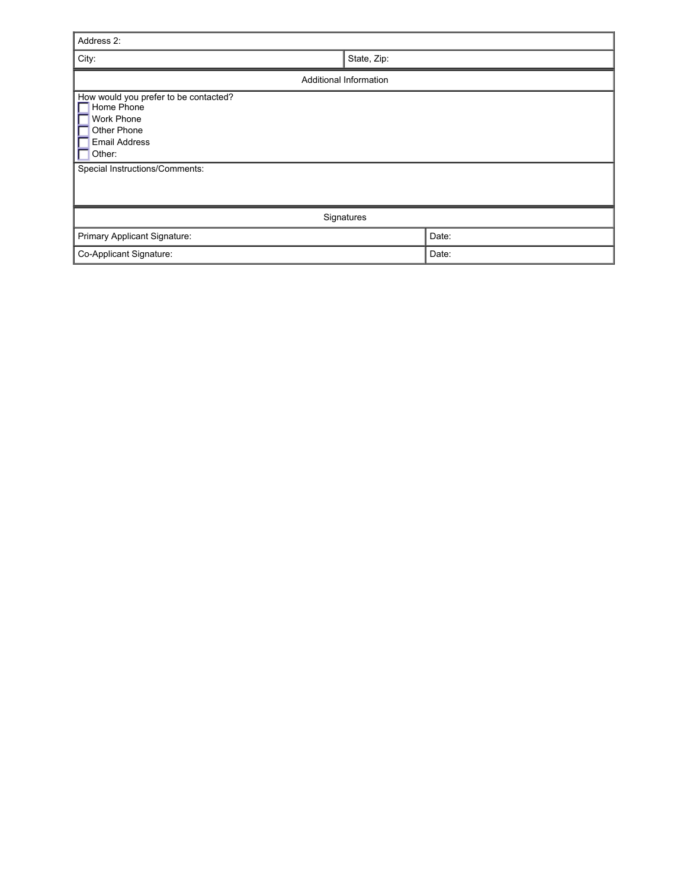| | |
|---|---|
| Address 2: | |
| City: | State, Zip: |

| |
|---|
| Additional Information |
| How would you prefer to be contacted?<br>☐ Home Phone<br>☐ Work Phone<br>☐ Other Phone<br>☐ Email Address<br>☐ Other: |
| Special Instructions/Comments: |

| | |
|---|---|
| Signatures | |
| Primary Applicant Signature: | Date: |
| Co-Applicant Signature: | Date: |